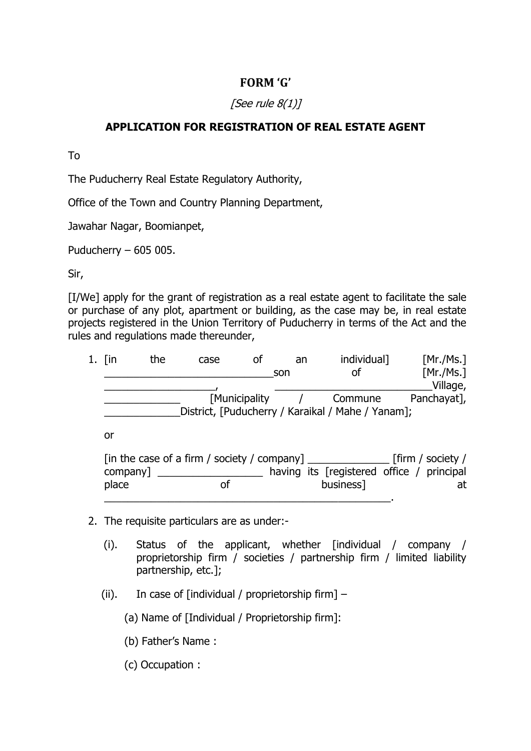**FORM 'G'**

*[See rule 8(1)]*

**APPLICATION FOR REGISTRATION OF REAL ESTATE AGENT**

To

The Puducherry Real Estate Regulatory Authority,

Office of the Town and Country Planning Department,

Jawahar Nagar, Boomianpet,

Puducherry – 605 005.

Sir,

[I/We] apply for the grant of registration as a real estate agent to facilitate the sale or purchase of any plot, apartment or building, as the case may be, in real estate projects registered in the Union Territory of Puducherry in terms of the Act and the rules and regulations made thereunder,

1. [in the case of an individual] [Mr./Ms.] _____________________________son of [Mr./Ms.] ___________________, ___________________________Village, _____________ [Municipality / Commune Panchayat], _____________District, [Puducherry / Karaikal / Mahe / Yanam];

   or

   [in the case of a firm / society / company] ______________ [firm / society / company] __________________ having its [registered office / principal place of business] at __________________________________________________.

2. The requisite particulars are as under:-

   (i). Status of the applicant, whether [individual / company / proprietorship firm / societies / partnership firm / limited liability partnership, etc.];

   (ii). In case of [individual / proprietorship firm] –

      (a) Name of [Individual / Proprietorship firm]:

      (b) Father's Name :

      (c) Occupation :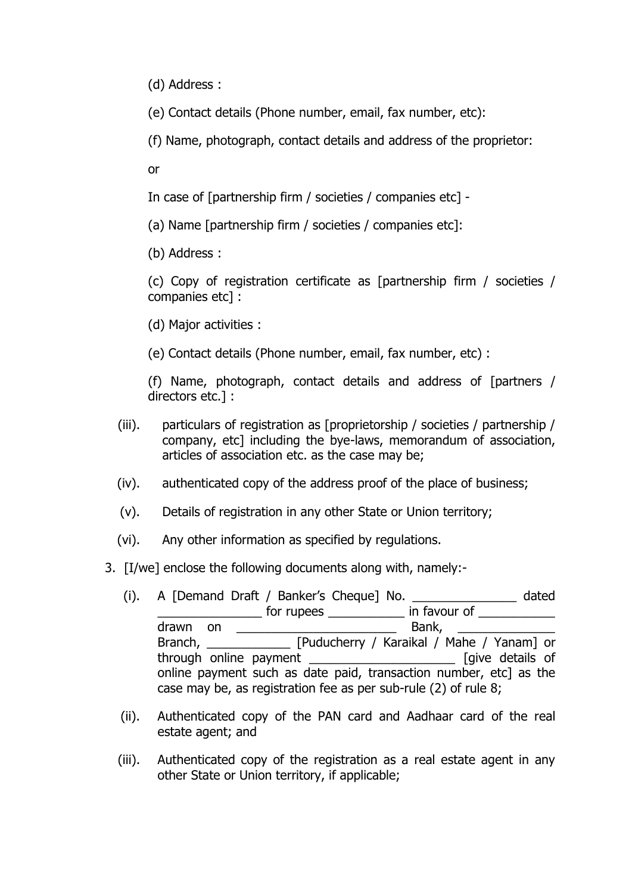(d) Address :

(e) Contact details (Phone number, email, fax number, etc):

(f) Name, photograph, contact details and address of the proprietor:

or

In case of [partnership firm / societies / companies etc] -

(a) Name [partnership firm / societies / companies etc]:

(b) Address :

(c) Copy of registration certificate as [partnership firm / societies / companies etc] :

(d) Major activities :

(e) Contact details (Phone number, email, fax number, etc) :

(f) Name, photograph, contact details and address of [partners / directors etc.] :

(iii). particulars of registration as [proprietorship / societies / partnership / company, etc] including the bye-laws, memorandum of association, articles of association etc. as the case may be;

(iv). authenticated copy of the address proof of the place of business;

(v). Details of registration in any other State or Union territory;

(vi). Any other information as specified by regulations.

3. [I/we] enclose the following documents along with, namely:-

(i). A [Demand Draft / Banker's Cheque] No. _______________ dated _______________ for rupees ___________ in favour of ___________ drawn on ________________________ Bank, ______________ Branch, ____________ [Puducherry / Karaikal / Mahe / Yanam] or through online payment _____________________ [give details of online payment such as date paid, transaction number, etc] as the case may be, as registration fee as per sub-rule (2) of rule 8;

(ii). Authenticated copy of the PAN card and Aadhaar card of the real estate agent; and

(iii). Authenticated copy of the registration as a real estate agent in any other State or Union territory, if applicable;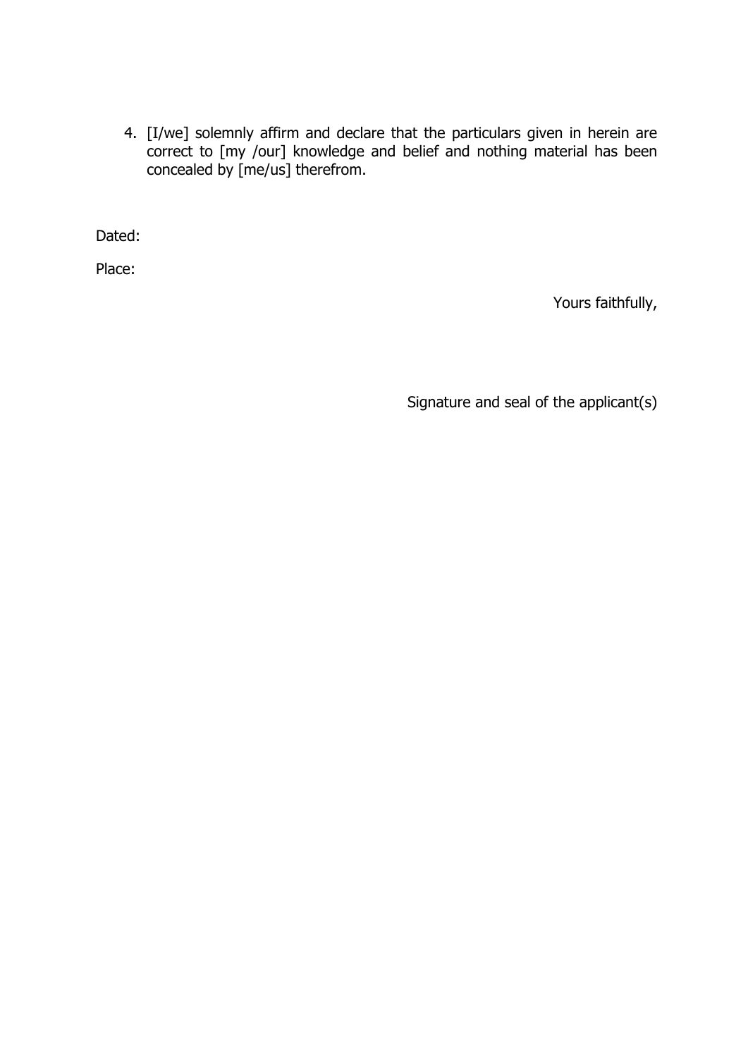4. [I/we] solemnly affirm and declare that the particulars given in herein are correct to [my /our] knowledge and belief and nothing material has been concealed by [me/us] therefrom.

Dated:

Place:

Yours faithfully,

Signature and seal of the applicant(s)